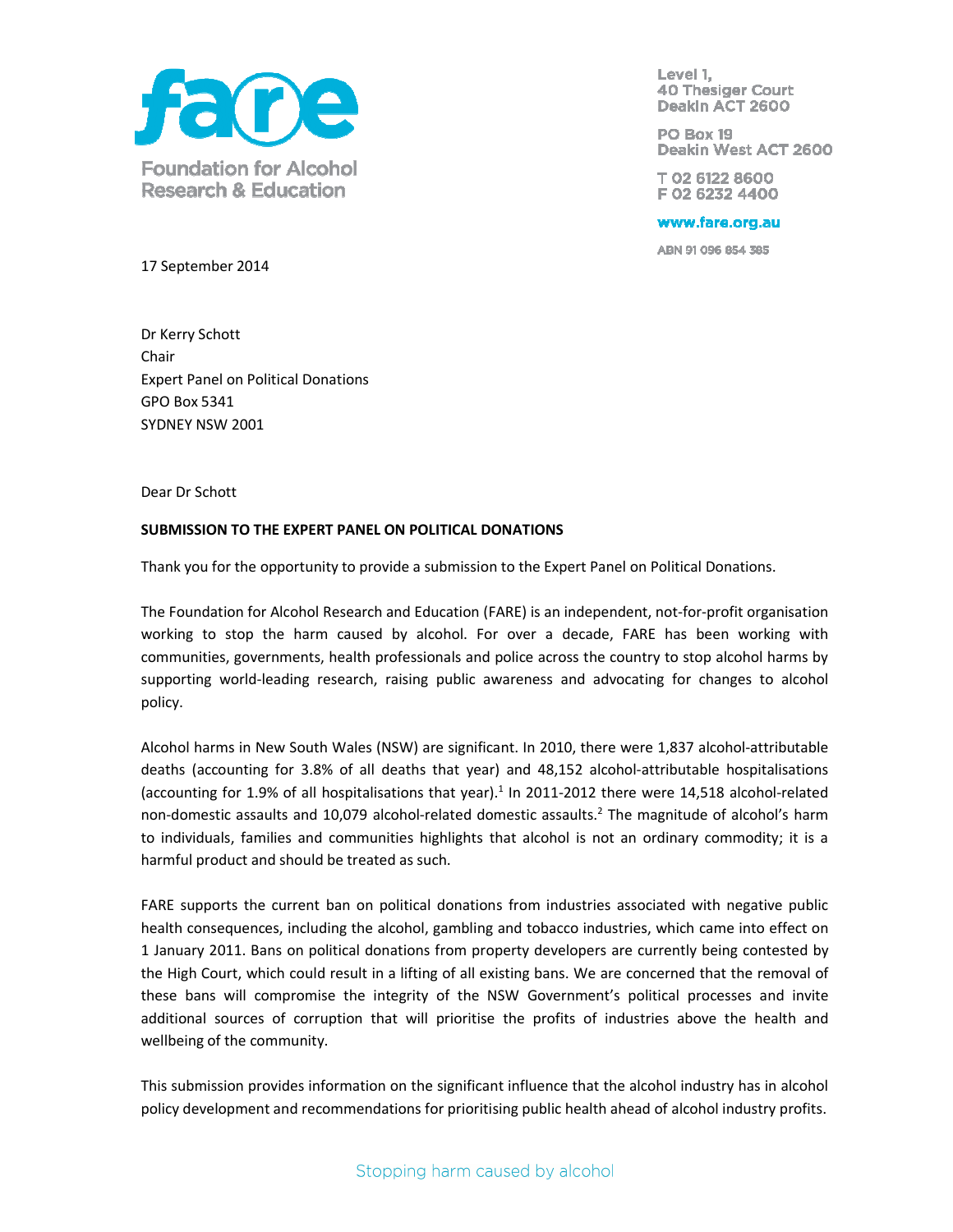Foundation for Alcohol Research & Education

Level 1,
40 Thesiger Court
Deakin ACT 2600

PO Box 19
Deakin West ACT 2600

T 02 6122 8600
F 02 6232 4400

www.fare.org.au

ABN 91 096 854 385

17 September 2014

Dr Kerry Schott
Chair
Expert Panel on Political Donations
GPO Box 5341
SYDNEY NSW 2001

Dear Dr Schott

**SUBMISSION TO THE EXPERT PANEL ON POLITICAL DONATIONS**

Thank you for the opportunity to provide a submission to the Expert Panel on Political Donations.

The Foundation for Alcohol Research and Education (FARE) is an independent, not-for-profit organisation working to stop the harm caused by alcohol. For over a decade, FARE has been working with communities, governments, health professionals and police across the country to stop alcohol harms by supporting world-leading research, raising public awareness and advocating for changes to alcohol policy.

Alcohol harms in New South Wales (NSW) are significant. In 2010, there were 1,837 alcohol-attributable deaths (accounting for 3.8% of all deaths that year) and 48,152 alcohol-attributable hospitalisations (accounting for 1.9% of all hospitalisations that year).[1] In 2011-2012 there were 14,518 alcohol-related non-domestic assaults and 10,079 alcohol-related domestic assaults.[2] The magnitude of alcohol's harm to individuals, families and communities highlights that alcohol is not an ordinary commodity; it is a harmful product and should be treated as such.

FARE supports the current ban on political donations from industries associated with negative public health consequences, including the alcohol, gambling and tobacco industries, which came into effect on 1 January 2011. Bans on political donations from property developers are currently being contested by the High Court, which could result in a lifting of all existing bans. We are concerned that the removal of these bans will compromise the integrity of the NSW Government's political processes and invite additional sources of corruption that will prioritise the profits of industries above the health and wellbeing of the community.

This submission provides information on the significant influence that the alcohol industry has in alcohol policy development and recommendations for prioritising public health ahead of alcohol industry profits.

Stopping harm caused by alcohol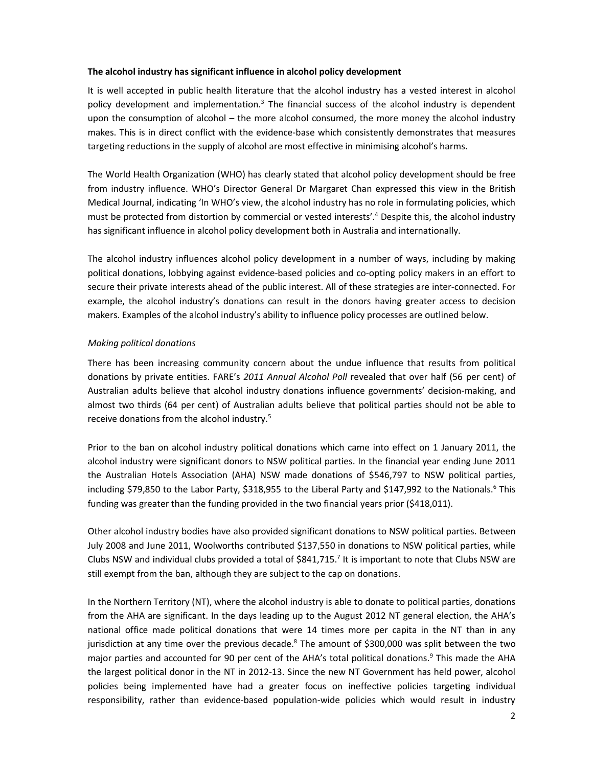**The alcohol industry has significant influence in alcohol policy development**

It is well accepted in public health literature that the alcohol industry has a vested interest in alcohol policy development and implementation.[3] The financial success of the alcohol industry is dependent upon the consumption of alcohol – the more alcohol consumed, the more money the alcohol industry makes. This is in direct conflict with the evidence-base which consistently demonstrates that measures targeting reductions in the supply of alcohol are most effective in minimising alcohol's harms.

The World Health Organization (WHO) has clearly stated that alcohol policy development should be free from industry influence. WHO's Director General Dr Margaret Chan expressed this view in the British Medical Journal, indicating 'In WHO's view, the alcohol industry has no role in formulating policies, which must be protected from distortion by commercial or vested interests'.[4] Despite this, the alcohol industry has significant influence in alcohol policy development both in Australia and internationally.

The alcohol industry influences alcohol policy development in a number of ways, including by making political donations, lobbying against evidence-based policies and co-opting policy makers in an effort to secure their private interests ahead of the public interest. All of these strategies are inter-connected. For example, the alcohol industry's donations can result in the donors having greater access to decision makers. Examples of the alcohol industry's ability to influence policy processes are outlined below.

*Making political donations*

There has been increasing community concern about the undue influence that results from political donations by private entities. FARE's *2011 Annual Alcohol Poll* revealed that over half (56 per cent) of Australian adults believe that alcohol industry donations influence governments' decision-making, and almost two thirds (64 per cent) of Australian adults believe that political parties should not be able to receive donations from the alcohol industry.[5]

Prior to the ban on alcohol industry political donations which came into effect on 1 January 2011, the alcohol industry were significant donors to NSW political parties. In the financial year ending June 2011 the Australian Hotels Association (AHA) NSW made donations of $546,797 to NSW political parties, including $79,850 to the Labor Party, $318,955 to the Liberal Party and $147,992 to the Nationals.[6] This funding was greater than the funding provided in the two financial years prior ($418,011).

Other alcohol industry bodies have also provided significant donations to NSW political parties. Between July 2008 and June 2011, Woolworths contributed $137,550 in donations to NSW political parties, while Clubs NSW and individual clubs provided a total of $841,715.[7] It is important to note that Clubs NSW are still exempt from the ban, although they are subject to the cap on donations.

In the Northern Territory (NT), where the alcohol industry is able to donate to political parties, donations from the AHA are significant. In the days leading up to the August 2012 NT general election, the AHA's national office made political donations that were 14 times more per capita in the NT than in any jurisdiction at any time over the previous decade.[8] The amount of $300,000 was split between the two major parties and accounted for 90 per cent of the AHA's total political donations.[9] This made the AHA the largest political donor in the NT in 2012-13. Since the new NT Government has held power, alcohol policies being implemented have had a greater focus on ineffective policies targeting individual responsibility, rather than evidence-based population-wide policies which would result in industry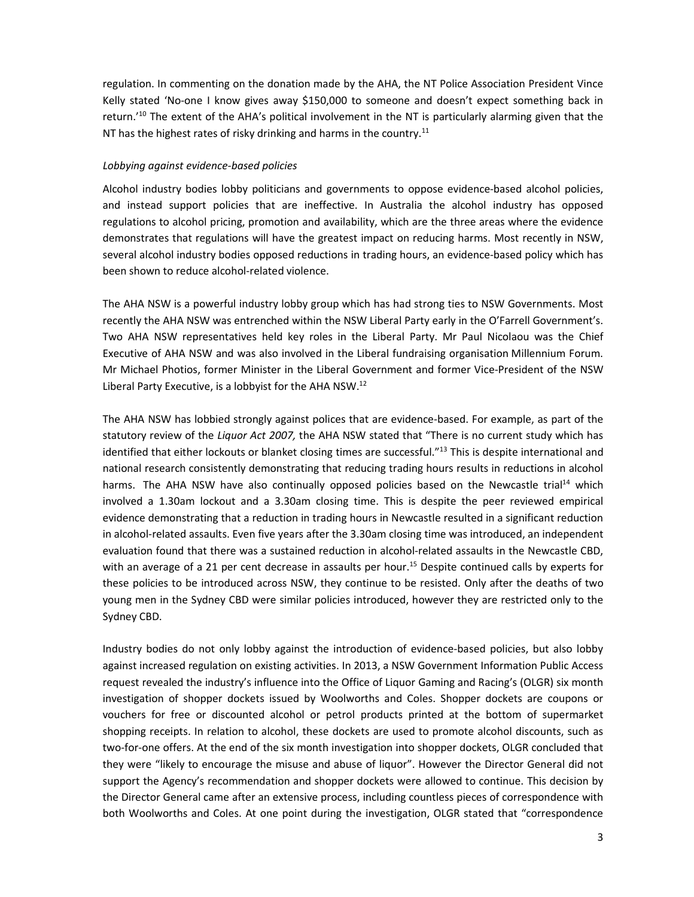regulation. In commenting on the donation made by the AHA, the NT Police Association President Vince Kelly stated 'No-one I know gives away $150,000 to someone and doesn't expect something back in return.'[10] The extent of the AHA's political involvement in the NT is particularly alarming given that the NT has the highest rates of risky drinking and harms in the country.[11]

*Lobbying against evidence-based policies*

Alcohol industry bodies lobby politicians and governments to oppose evidence-based alcohol policies, and instead support policies that are ineffective. In Australia the alcohol industry has opposed regulations to alcohol pricing, promotion and availability, which are the three areas where the evidence demonstrates that regulations will have the greatest impact on reducing harms. Most recently in NSW, several alcohol industry bodies opposed reductions in trading hours, an evidence-based policy which has been shown to reduce alcohol-related violence.

The AHA NSW is a powerful industry lobby group which has had strong ties to NSW Governments. Most recently the AHA NSW was entrenched within the NSW Liberal Party early in the O'Farrell Government's. Two AHA NSW representatives held key roles in the Liberal Party. Mr Paul Nicolaou was the Chief Executive of AHA NSW and was also involved in the Liberal fundraising organisation Millennium Forum. Mr Michael Photios, former Minister in the Liberal Government and former Vice-President of the NSW Liberal Party Executive, is a lobbyist for the AHA NSW.[12]

The AHA NSW has lobbied strongly against polices that are evidence-based. For example, as part of the statutory review of the *Liquor Act 2007,* the AHA NSW stated that "There is no current study which has identified that either lockouts or blanket closing times are successful."[13] This is despite international and national research consistently demonstrating that reducing trading hours results in reductions in alcohol harms. The AHA NSW have also continually opposed policies based on the Newcastle trial[14] which involved a 1.30am lockout and a 3.30am closing time. This is despite the peer reviewed empirical evidence demonstrating that a reduction in trading hours in Newcastle resulted in a significant reduction in alcohol-related assaults. Even five years after the 3.30am closing time was introduced, an independent evaluation found that there was a sustained reduction in alcohol-related assaults in the Newcastle CBD, with an average of a 21 per cent decrease in assaults per hour.[15] Despite continued calls by experts for these policies to be introduced across NSW, they continue to be resisted. Only after the deaths of two young men in the Sydney CBD were similar policies introduced, however they are restricted only to the Sydney CBD.

Industry bodies do not only lobby against the introduction of evidence-based policies, but also lobby against increased regulation on existing activities. In 2013, a NSW Government Information Public Access request revealed the industry's influence into the Office of Liquor Gaming and Racing's (OLGR) six month investigation of shopper dockets issued by Woolworths and Coles. Shopper dockets are coupons or vouchers for free or discounted alcohol or petrol products printed at the bottom of supermarket shopping receipts. In relation to alcohol, these dockets are used to promote alcohol discounts, such as two-for-one offers. At the end of the six month investigation into shopper dockets, OLGR concluded that they were "likely to encourage the misuse and abuse of liquor". However the Director General did not support the Agency's recommendation and shopper dockets were allowed to continue. This decision by the Director General came after an extensive process, including countless pieces of correspondence with both Woolworths and Coles. At one point during the investigation, OLGR stated that "correspondence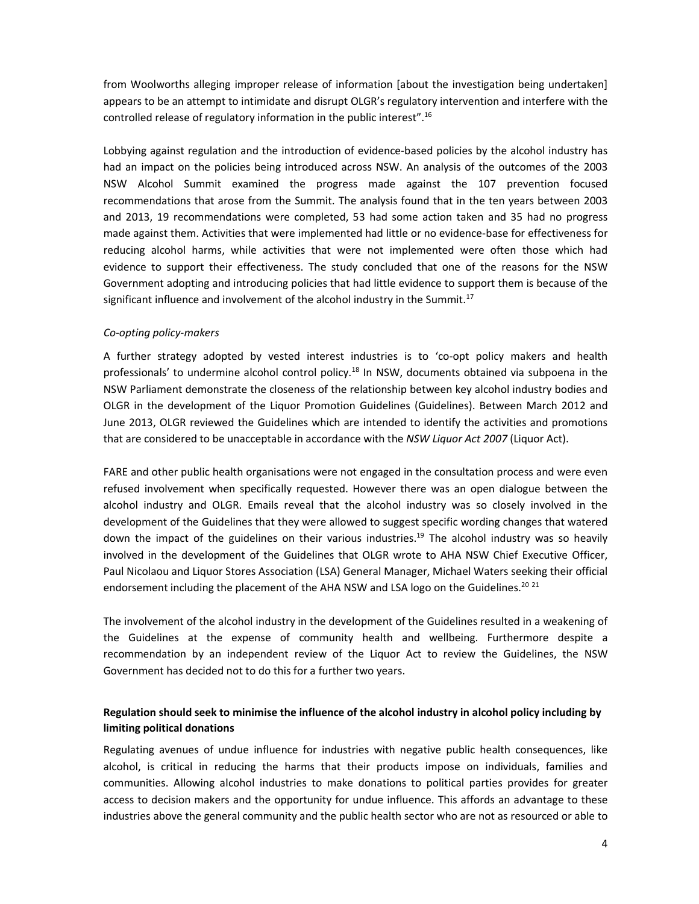from Woolworths alleging improper release of information [about the investigation being undertaken] appears to be an attempt to intimidate and disrupt OLGR's regulatory intervention and interfere with the controlled release of regulatory information in the public interest".[16]

Lobbying against regulation and the introduction of evidence-based policies by the alcohol industry has had an impact on the policies being introduced across NSW. An analysis of the outcomes of the 2003 NSW Alcohol Summit examined the progress made against the 107 prevention focused recommendations that arose from the Summit. The analysis found that in the ten years between 2003 and 2013, 19 recommendations were completed, 53 had some action taken and 35 had no progress made against them. Activities that were implemented had little or no evidence-base for effectiveness for reducing alcohol harms, while activities that were not implemented were often those which had evidence to support their effectiveness. The study concluded that one of the reasons for the NSW Government adopting and introducing policies that had little evidence to support them is because of the significant influence and involvement of the alcohol industry in the Summit.[17]

*Co-opting policy-makers*

A further strategy adopted by vested interest industries is to 'co-opt policy makers and health professionals' to undermine alcohol control policy.[18] In NSW, documents obtained via subpoena in the NSW Parliament demonstrate the closeness of the relationship between key alcohol industry bodies and OLGR in the development of the Liquor Promotion Guidelines (Guidelines). Between March 2012 and June 2013, OLGR reviewed the Guidelines which are intended to identify the activities and promotions that are considered to be unacceptable in accordance with the *NSW Liquor Act 2007* (Liquor Act).

FARE and other public health organisations were not engaged in the consultation process and were even refused involvement when specifically requested. However there was an open dialogue between the alcohol industry and OLGR. Emails reveal that the alcohol industry was so closely involved in the development of the Guidelines that they were allowed to suggest specific wording changes that watered down the impact of the guidelines on their various industries.[19] The alcohol industry was so heavily involved in the development of the Guidelines that OLGR wrote to AHA NSW Chief Executive Officer, Paul Nicolaou and Liquor Stores Association (LSA) General Manager, Michael Waters seeking their official endorsement including the placement of the AHA NSW and LSA logo on the Guidelines.[20] [21]

The involvement of the alcohol industry in the development of the Guidelines resulted in a weakening of the Guidelines at the expense of community health and wellbeing. Furthermore despite a recommendation by an independent review of the Liquor Act to review the Guidelines, the NSW Government has decided not to do this for a further two years.

**Regulation should seek to minimise the influence of the alcohol industry in alcohol policy including by limiting political donations**

Regulating avenues of undue influence for industries with negative public health consequences, like alcohol, is critical in reducing the harms that their products impose on individuals, families and communities. Allowing alcohol industries to make donations to political parties provides for greater access to decision makers and the opportunity for undue influence. This affords an advantage to these industries above the general community and the public health sector who are not as resourced or able to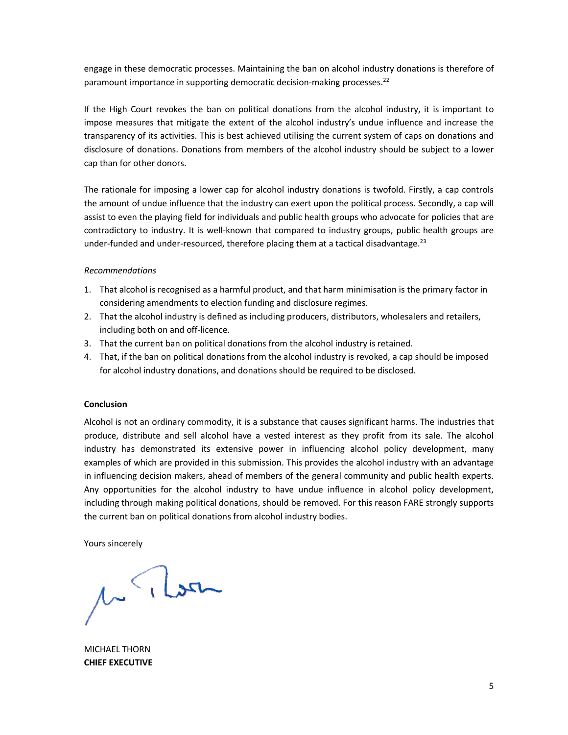engage in these democratic processes. Maintaining the ban on alcohol industry donations is therefore of paramount importance in supporting democratic decision-making processes.[22]

If the High Court revokes the ban on political donations from the alcohol industry, it is important to impose measures that mitigate the extent of the alcohol industry's undue influence and increase the transparency of its activities. This is best achieved utilising the current system of caps on donations and disclosure of donations. Donations from members of the alcohol industry should be subject to a lower cap than for other donors.

The rationale for imposing a lower cap for alcohol industry donations is twofold. Firstly, a cap controls the amount of undue influence that the industry can exert upon the political process. Secondly, a cap will assist to even the playing field for individuals and public health groups who advocate for policies that are contradictory to industry. It is well-known that compared to industry groups, public health groups are under-funded and under-resourced, therefore placing them at a tactical disadvantage.[23]

*Recommendations*

1. That alcohol is recognised as a harmful product, and that harm minimisation is the primary factor in considering amendments to election funding and disclosure regimes.
2. That the alcohol industry is defined as including producers, distributors, wholesalers and retailers, including both on and off-licence.
3. That the current ban on political donations from the alcohol industry is retained.
4. That, if the ban on political donations from the alcohol industry is revoked, a cap should be imposed for alcohol industry donations, and donations should be required to be disclosed.

**Conclusion**

Alcohol is not an ordinary commodity, it is a substance that causes significant harms. The industries that produce, distribute and sell alcohol have a vested interest as they profit from its sale. The alcohol industry has demonstrated its extensive power in influencing alcohol policy development, many examples of which are provided in this submission. This provides the alcohol industry with an advantage in influencing decision makers, ahead of members of the general community and public health experts. Any opportunities for the alcohol industry to have undue influence in alcohol policy development, including through making political donations, should be removed. For this reason FARE strongly supports the current ban on political donations from alcohol industry bodies.

Yours sincerely

MICHAEL THORN
**CHIEF EXECUTIVE**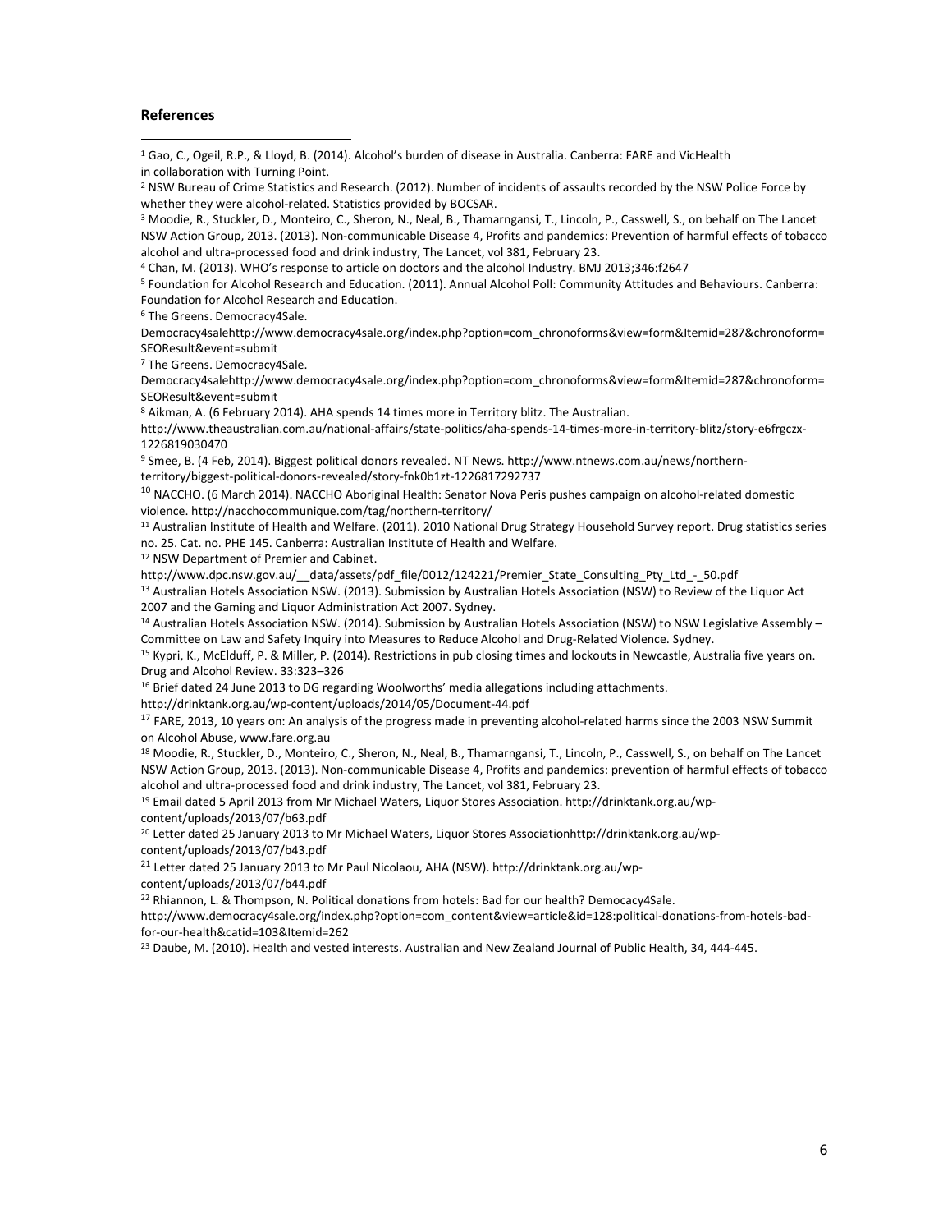**References**

[1] Gao, C., Ogeil, R.P., & Lloyd, B. (2014). Alcohol's burden of disease in Australia. Canberra: FARE and VicHealth in collaboration with Turning Point.

[2] NSW Bureau of Crime Statistics and Research. (2012). Number of incidents of assaults recorded by the NSW Police Force by whether they were alcohol-related. Statistics provided by BOCSAR.

[3] Moodie, R., Stuckler, D., Monteiro, C., Sheron, N., Neal, B., Thamarngansi, T., Lincoln, P., Casswell, S., on behalf on The Lancet NSW Action Group, 2013. (2013). Non-communicable Disease 4, Profits and pandemics: Prevention of harmful effects of tobacco alcohol and ultra-processed food and drink industry, The Lancet, vol 381, February 23.

[4] Chan, M. (2013). WHO's response to article on doctors and the alcohol Industry. BMJ 2013;346:f2647

[5] Foundation for Alcohol Research and Education. (2011). Annual Alcohol Poll: Community Attitudes and Behaviours. Canberra: Foundation for Alcohol Research and Education.

[6] The Greens. Democracy4Sale. Democracy4salehttp://www.democracy4sale.org/index.php?option=com_chronoforms&view=form&Itemid=287&chronoform=SEOResult&event=submit

[7] The Greens. Democracy4Sale. Democracy4salehttp://www.democracy4sale.org/index.php?option=com_chronoforms&view=form&Itemid=287&chronoform=SEOResult&event=submit

[8] Aikman, A. (6 February 2014). AHA spends 14 times more in Territory blitz. The Australian. http://www.theaustralian.com.au/national-affairs/state-politics/aha-spends-14-times-more-in-territory-blitz/story-e6frgczx-1226819030470

[9] Smee, B. (4 Feb, 2014). Biggest political donors revealed. NT News. http://www.ntnews.com.au/news/northern-territory/biggest-political-donors-revealed/story-fnk0b1zt-1226817292737

[10] NACCHO. (6 March 2014). NACCHO Aboriginal Health: Senator Nova Peris pushes campaign on alcohol-related domestic violence. http://nacchocommunique.com/tag/northern-territory/

[11] Australian Institute of Health and Welfare. (2011). 2010 National Drug Strategy Household Survey report. Drug statistics series no. 25. Cat. no. PHE 145. Canberra: Australian Institute of Health and Welfare.

[12] NSW Department of Premier and Cabinet. http://www.dpc.nsw.gov.au/__data/assets/pdf_file/0012/124221/Premier_State_Consulting_Pty_Ltd_-_50.pdf

[13] Australian Hotels Association NSW. (2013). Submission by Australian Hotels Association (NSW) to Review of the Liquor Act 2007 and the Gaming and Liquor Administration Act 2007. Sydney.

[14] Australian Hotels Association NSW. (2014). Submission by Australian Hotels Association (NSW) to NSW Legislative Assembly – Committee on Law and Safety Inquiry into Measures to Reduce Alcohol and Drug-Related Violence. Sydney.

[15] Kypri, K., McElduff, P. & Miller, P. (2014). Restrictions in pub closing times and lockouts in Newcastle, Australia five years on. Drug and Alcohol Review. 33:323–326

[16] Brief dated 24 June 2013 to DG regarding Woolworths' media allegations including attachments. http://drinktank.org.au/wp-content/uploads/2014/05/Document-44.pdf

[17] FARE, 2013, 10 years on: An analysis of the progress made in preventing alcohol-related harms since the 2003 NSW Summit on Alcohol Abuse, www.fare.org.au

[18] Moodie, R., Stuckler, D., Monteiro, C., Sheron, N., Neal, B., Thamarngansi, T., Lincoln, P., Casswell, S., on behalf on The Lancet NSW Action Group, 2013. (2013). Non-communicable Disease 4, Profits and pandemics: prevention of harmful effects of tobacco alcohol and ultra-processed food and drink industry, The Lancet, vol 381, February 23.

[19] Email dated 5 April 2013 from Mr Michael Waters, Liquor Stores Association. http://drinktank.org.au/wp-content/uploads/2013/07/b63.pdf

[20] Letter dated 25 January 2013 to Mr Michael Waters, Liquor Stores Associationhttp://drinktank.org.au/wp-content/uploads/2013/07/b43.pdf

[21] Letter dated 25 January 2013 to Mr Paul Nicolaou, AHA (NSW). http://drinktank.org.au/wp-content/uploads/2013/07/b44.pdf

[22] Rhiannon, L. & Thompson, N. Political donations from hotels: Bad for our health? Democacy4Sale. http://www.democracy4sale.org/index.php?option=com_content&view=article&id=128:political-donations-from-hotels-bad-for-our-health&catid=103&Itemid=262

[23] Daube, M. (2010). Health and vested interests. Australian and New Zealand Journal of Public Health, 34, 444-445.